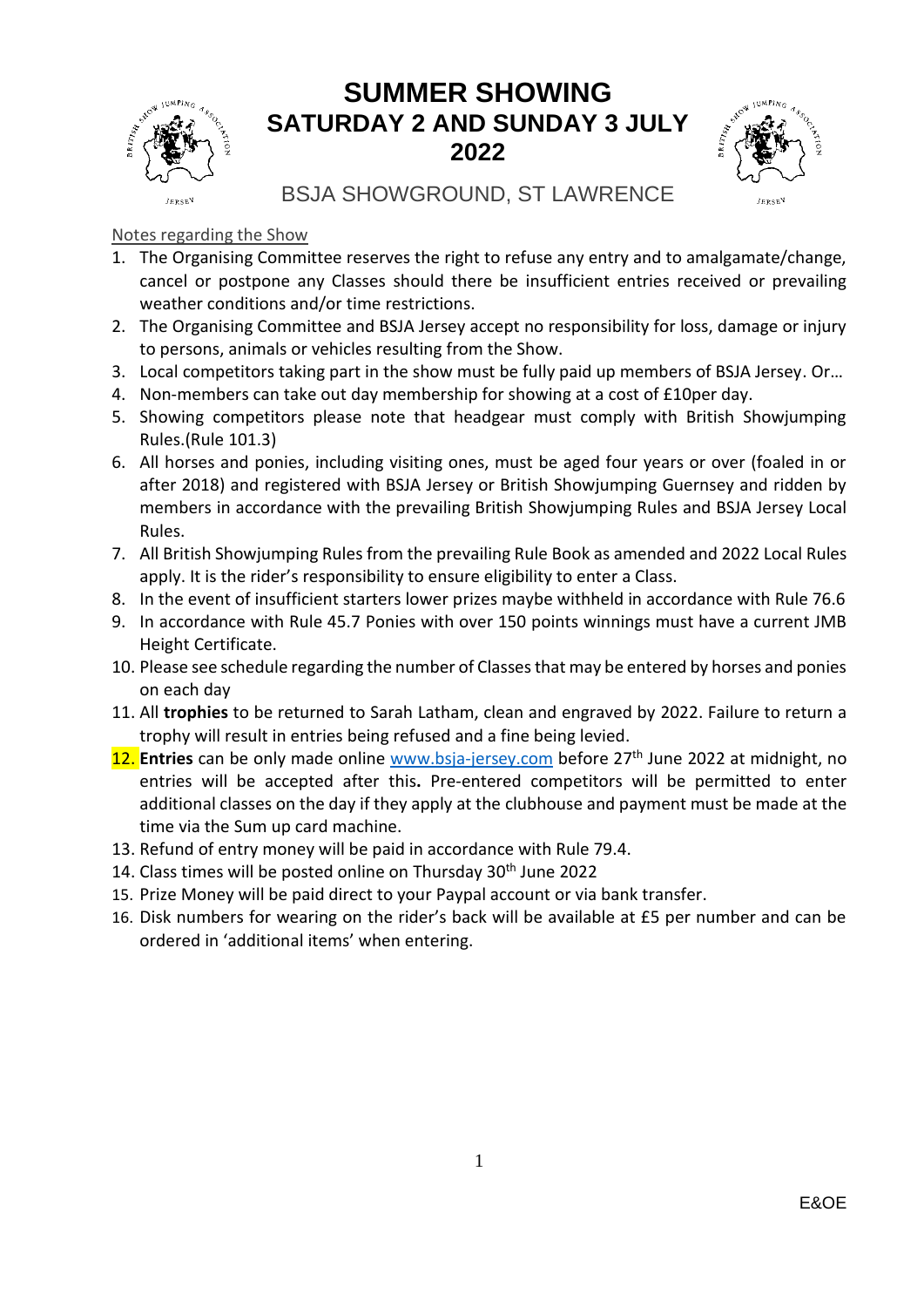# SUMMER SHOWING
## SATURDAY 2 AND SUNDAY 3 JULY 2022

BSJA SHOWGROUND, ST LAWRENCE

Notes regarding the Show

1. The Organising Committee reserves the right to refuse any entry and to amalgamate/change, cancel or postpone any Classes should there be insufficient entries received or prevailing weather conditions and/or time restrictions.
2. The Organising Committee and BSJA Jersey accept no responsibility for loss, damage or injury to persons, animals or vehicles resulting from the Show.
3. Local competitors taking part in the show must be fully paid up members of BSJA Jersey. Or…
4. Non-members can take out day membership for showing at a cost of £10per day.
5. Showing competitors please note that headgear must comply with British Showjumping Rules.(Rule 101.3)
6. All horses and ponies, including visiting ones, must be aged four years or over (foaled in or after 2018) and registered with BSJA Jersey or British Showjumping Guernsey and ridden by members in accordance with the prevailing British Showjumping Rules and BSJA Jersey Local Rules.
7. All British Showjumping Rules from the prevailing Rule Book as amended and 2022 Local Rules apply. It is the rider's responsibility to ensure eligibility to enter a Class.
8. In the event of insufficient starters lower prizes maybe withheld in accordance with Rule 76.6
9. In accordance with Rule 45.7 Ponies with over 150 points winnings must have a current JMB Height Certificate.
10. Please see schedule regarding the number of Classes that may be entered by horses and ponies on each day
11. All **trophies** to be returned to Sarah Latham, clean and engraved by 2022. Failure to return a trophy will result in entries being refused and a fine being levied.
12. **Entries** can be only made online www.bsja-jersey.com before 27th June 2022 at midnight, no entries will be accepted after this**.** Pre-entered competitors will be permitted to enter additional classes on the day if they apply at the clubhouse and payment must be made at the time via the Sum up card machine.
13. Refund of entry money will be paid in accordance with Rule 79.4.
14. Class times will be posted online on Thursday 30th June 2022
15. Prize Money will be paid direct to your Paypal account or via bank transfer.
16. Disk numbers for wearing on the rider's back will be available at £5 per number and can be ordered in 'additional items' when entering.

E&OE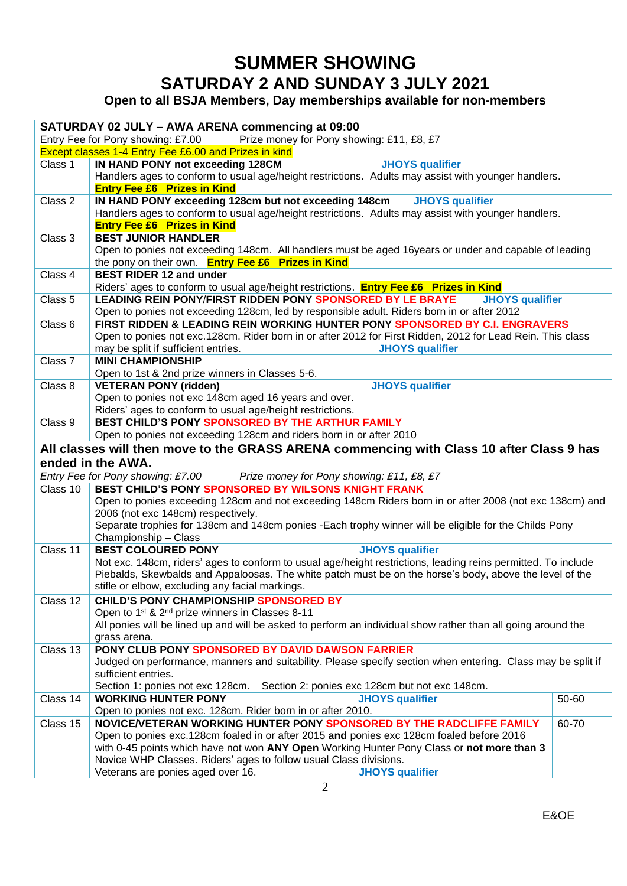# SUMMER SHOWING

## SATURDAY 2 AND SUNDAY 3 JULY 2021

### Open to all BSJA Members, Day memberships available for non-members

| | | |
|---|---|---|
| **SATURDAY 02 JULY – AWA ARENA commencing at 09:00** | | |
| Entry Fee for Pony showing: £7.00 Prize money for Pony showing: £11, £8, £7 | | |
| Except classes 1-4 Entry Fee £6.00 and Prizes in kind | | |
| Class 1 | **IN HAND PONY not exceeding 128CM** **JHOYS qualifier**<br>Handlers ages to conform to usual age/height restrictions. Adults may assist with younger handlers.<br>**Entry Fee £6 Prizes in Kind** | |
| Class 2 | **IN HAND PONY exceeding 128cm but not exceeding 148cm** **JHOYS qualifier**<br>Handlers ages to conform to usual age/height restrictions. Adults may assist with younger handlers.<br>**Entry Fee £6 Prizes in Kind** | |
| Class 3 | **BEST JUNIOR HANDLER**<br>Open to ponies not exceeding 148cm. All handlers must be aged 16years or under and capable of leading the pony on their own. **Entry Fee £6 Prizes in Kind** | |
| Class 4 | **BEST RIDER 12 and under**<br>Riders' ages to conform to usual age/height restrictions. **Entry Fee £6 Prizes in Kind** | |
| Class 5 | **LEADING REIN PONY/FIRST RIDDEN PONY SPONSORED BY LE BRAYE** **JHOYS qualifier**<br>Open to ponies not exceeding 128cm, led by responsible adult. Riders born in or after 2012 | |
| Class 6 | **FIRST RIDDEN & LEADING REIN WORKING HUNTER PONY SPONSORED BY C.I. ENGRAVERS**<br>Open to ponies not exc.128cm. Rider born in or after 2012 for First Ridden, 2012 for Lead Rein. This class may be split if sufficient entries. **JHOYS qualifier** | |
| Class 7 | **MINI CHAMPIONSHIP**<br>Open to 1st & 2nd prize winners in Classes 5-6. | |
| Class 8 | **VETERAN PONY (ridden)** **JHOYS qualifier**<br>Open to ponies not exc 148cm aged 16 years and over.<br>Riders' ages to conform to usual age/height restrictions. | |
| Class 9 | **BEST CHILD'S PONY SPONSORED BY THE ARTHUR FAMILY**<br>Open to ponies not exceeding 128cm and riders born in or after 2010 | |
| **All classes will then move to the GRASS ARENA commencing with Class 10 after Class 9 has ended in the AWA.** | | |
| *Entry Fee for Pony showing: £7.00 Prize money for Pony showing: £11, £8, £7* | | |
| Class 10 | **BEST CHILD'S PONY SPONSORED BY WILSONS KNIGHT FRANK**<br>Open to ponies exceeding 128cm and not exceeding 148cm Riders born in or after 2008 (not exc 138cm) and 2006 (not exc 148cm) respectively.<br>Separate trophies for 138cm and 148cm ponies -Each trophy winner will be eligible for the Childs Pony Championship – Class | |
| Class 11 | **BEST COLOURED PONY** **JHOYS qualifier**<br>Not exc. 148cm, riders' ages to conform to usual age/height restrictions, leading reins permitted. To include Piebalds, Skewbalds and Appaloosas. The white patch must be on the horse's body, above the level of the stifle or elbow, excluding any facial markings. | |
| Class 12 | **CHILD'S PONY CHAMPIONSHIP SPONSORED BY**<br>Open to 1st & 2nd prize winners in Classes 8-11<br>All ponies will be lined up and will be asked to perform an individual show rather than all going around the grass arena. | |
| Class 13 | **PONY CLUB PONY SPONSORED BY DAVID DAWSON FARRIER**<br>Judged on performance, manners and suitability. Please specify section when entering. Class may be split if sufficient entries.<br>Section 1: ponies not exc 128cm. Section 2: ponies exc 128cm but not exc 148cm. | |
| Class 14 | **WORKING HUNTER PONY** **JHOYS qualifier**<br>Open to ponies not exc. 128cm. Rider born in or after 2010. | 50-60 |
| Class 15 | **NOVICE/VETERAN WORKING HUNTER PONY SPONSORED BY THE RADCLIFFE FAMILY**<br>Open to ponies exc.128cm foaled in or after 2015 **and** ponies exc 128cm foaled before 2016 with 0-45 points which have not won **ANY Open** Working Hunter Pony Class or **not more than 3** Novice WHP Classes. Riders' ages to follow usual Class divisions.<br>Veterans are ponies aged over 16. **JHOYS qualifier** | 60-70 |

E&OE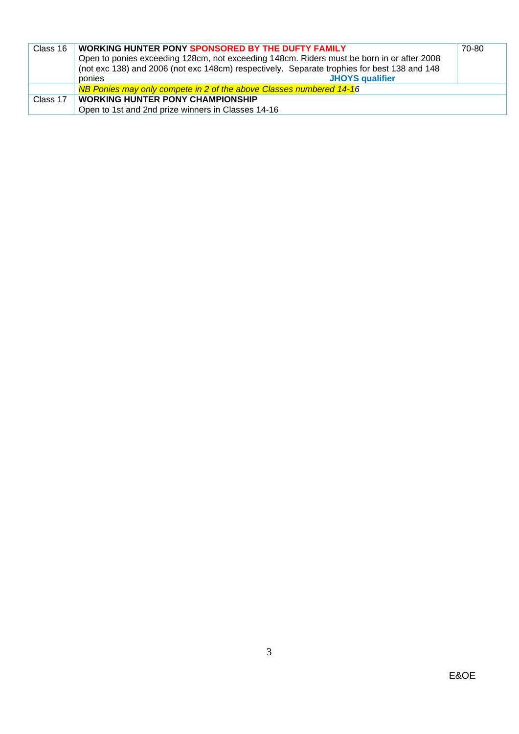| Class 16 | **WORKING HUNTER PONY SPONSORED BY THE DUFTY FAMILY**<br>Open to ponies exceeding 128cm, not exceeding 148cm. Riders must be born in or after 2008 (not exc 138) and 2006 (not exc 148cm) respectively. Separate trophies for best 138 and 148 ponies **JHOYS qualifier** | 70-80 |
|---|---|---|
| | *NB Ponies may only compete in 2 of the above Classes numbered 14-16* | |
| Class 17 | **WORKING HUNTER PONY CHAMPIONSHIP**<br>Open to 1st and 2nd prize winners in Classes 14-16 | |

E&OE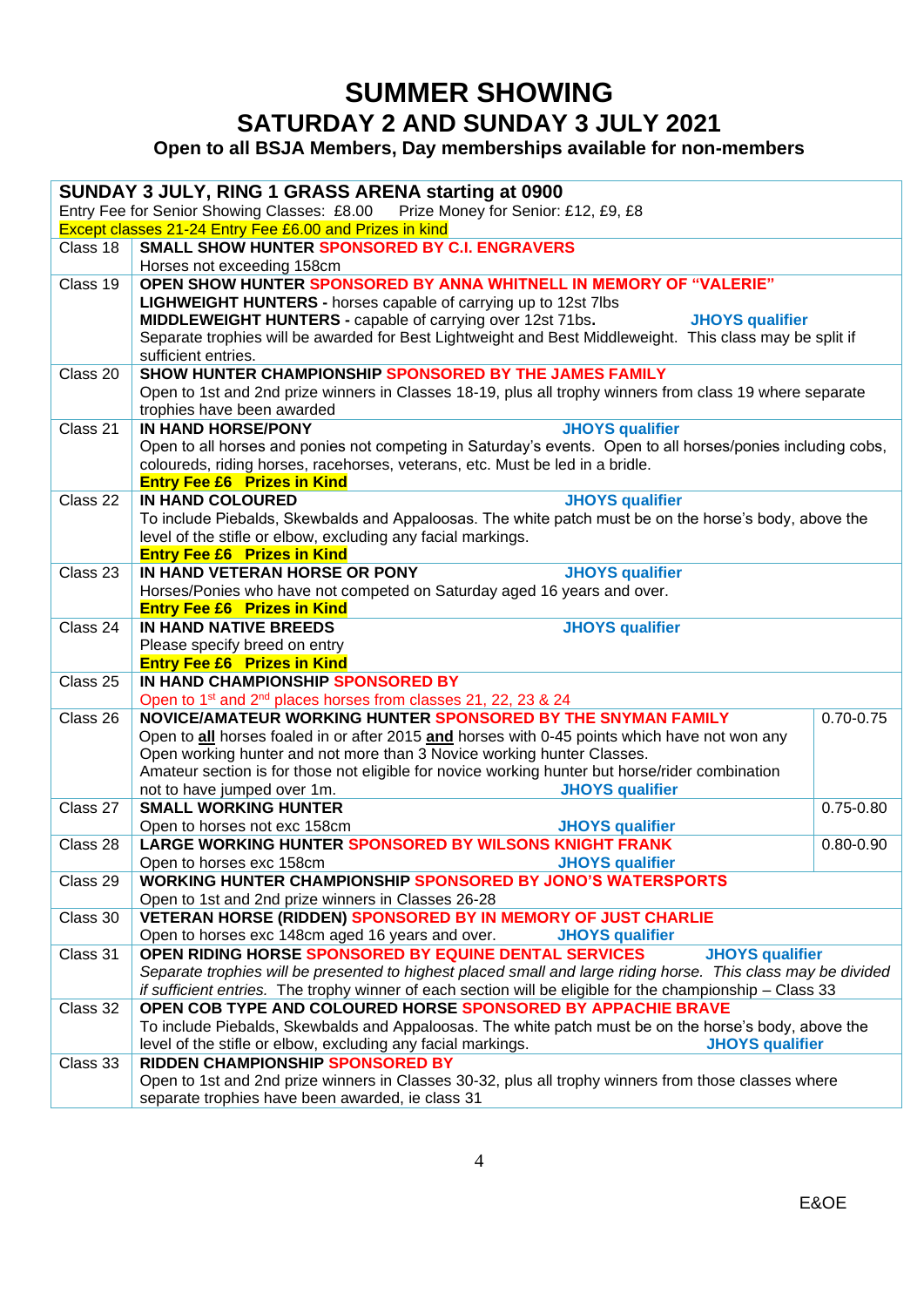# SUMMER SHOWING

## SATURDAY 2 AND SUNDAY 3 JULY 2021

**Open to all BSJA Members, Day memberships available for non-members**

| | | |
|---|---|---|
| **SUNDAY 3 JULY, RING 1 GRASS ARENA starting at 0900**<br>Entry Fee for Senior Showing Classes: £8.00 Prize Money for Senior: £12, £9, £8<br>Except classes 21-24 Entry Fee £6.00 and Prizes in kind | | |
| Class 18 | **SMALL SHOW HUNTER SPONSORED BY C.I. ENGRAVERS**<br>Horses not exceeding 158cm | |
| Class 19 | **OPEN SHOW HUNTER SPONSORED BY ANNA WHITNELL IN MEMORY OF "VALERIE"**<br>**LIGHWEIGHT HUNTERS -** horses capable of carrying up to 12st 7lbs<br>**MIDDLEWEIGHT HUNTERS -** capable of carrying over 12st 71bs. **JHOYS qualifier**<br>Separate trophies will be awarded for Best Lightweight and Best Middleweight. This class may be split if sufficient entries. | |
| Class 20 | **SHOW HUNTER CHAMPIONSHIP SPONSORED BY THE JAMES FAMILY**<br>Open to 1st and 2nd prize winners in Classes 18-19, plus all trophy winners from class 19 where separate trophies have been awarded | |
| Class 21 | **IN HAND HORSE/PONY** **JHOYS qualifier**<br>Open to all horses and ponies not competing in Saturday's events. Open to all horses/ponies including cobs, coloureds, riding horses, racehorses, veterans, etc. Must be led in a bridle.<br>**Entry Fee £6 Prizes in Kind** | |
| Class 22 | **IN HAND COLOURED** **JHOYS qualifier**<br>To include Piebalds, Skewbalds and Appaloosas. The white patch must be on the horse's body, above the level of the stifle or elbow, excluding any facial markings.<br>**Entry Fee £6 Prizes in Kind** | |
| Class 23 | **IN HAND VETERAN HORSE OR PONY** **JHOYS qualifier**<br>Horses/Ponies who have not competed on Saturday aged 16 years and over.<br>**Entry Fee £6 Prizes in Kind** | |
| Class 24 | **IN HAND NATIVE BREEDS** **JHOYS qualifier**<br>Please specify breed on entry<br>**Entry Fee £6 Prizes in Kind** | |
| Class 25 | **IN HAND CHAMPIONSHIP SPONSORED BY**<br>Open to 1st and 2nd places horses from classes 21, 22, 23 & 24 | |
| Class 26 | **NOVICE/AMATEUR WORKING HUNTER SPONSORED BY THE SNYMAN FAMILY**<br>Open to **all** horses foaled in or after 2015 **and** horses with 0-45 points which have not won any Open working hunter and not more than 3 Novice working hunter Classes.<br>Amateur section is for those not eligible for novice working hunter but horse/rider combination not to have jumped over 1m. **JHOYS qualifier** | 0.70-0.75 |
| Class 27 | **SMALL WORKING HUNTER**<br>Open to horses not exc 158cm **JHOYS qualifier** | 0.75-0.80 |
| Class 28 | **LARGE WORKING HUNTER SPONSORED BY WILSONS KNIGHT FRANK**<br>Open to horses exc 158cm **JHOYS qualifier** | 0.80-0.90 |
| Class 29 | **WORKING HUNTER CHAMPIONSHIP SPONSORED BY JONO'S WATERSPORTS**<br>Open to 1st and 2nd prize winners in Classes 26-28 | |
| Class 30 | **VETERAN HORSE (RIDDEN) SPONSORED BY IN MEMORY OF JUST CHARLIE**<br>Open to horses exc 148cm aged 16 years and over. **JHOYS qualifier** | |
| Class 31 | **OPEN RIDING HORSE SPONSORED BY EQUINE DENTAL SERVICES** **JHOYS qualifier**<br>*Separate trophies will be presented to highest placed small and large riding horse. This class may be divided if sufficient entries.* The trophy winner of each section will be eligible for the championship – Class 33 | |
| Class 32 | **OPEN COB TYPE AND COLOURED HORSE SPONSORED BY APPACHIE BRAVE**<br>To include Piebalds, Skewbalds and Appaloosas. The white patch must be on the horse's body, above the level of the stifle or elbow, excluding any facial markings. **JHOYS qualifier** | |
| Class 33 | **RIDDEN CHAMPIONSHIP SPONSORED BY**<br>Open to 1st and 2nd prize winners in Classes 30-32, plus all trophy winners from those classes where separate trophies have been awarded, ie class 31 | |

E&OE